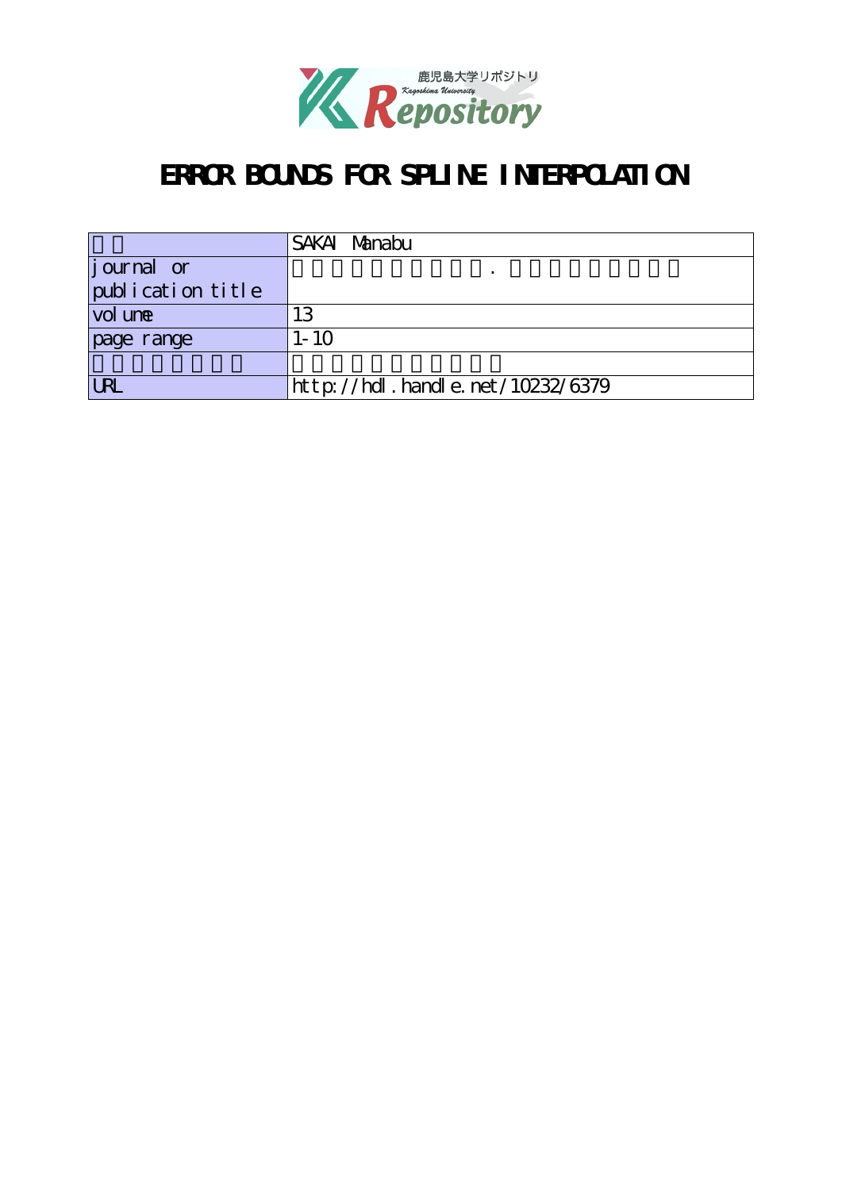# ERROR BOUNDS FOR SPLINE INTERPOLATION

| | |
|---|---|
| | SAKAI Manabu |
| journal or publication title | . |
| volume | 13 |
| page range | 1-10 |
| | |
| URL | http://hdl.handle.net/10232/6379 |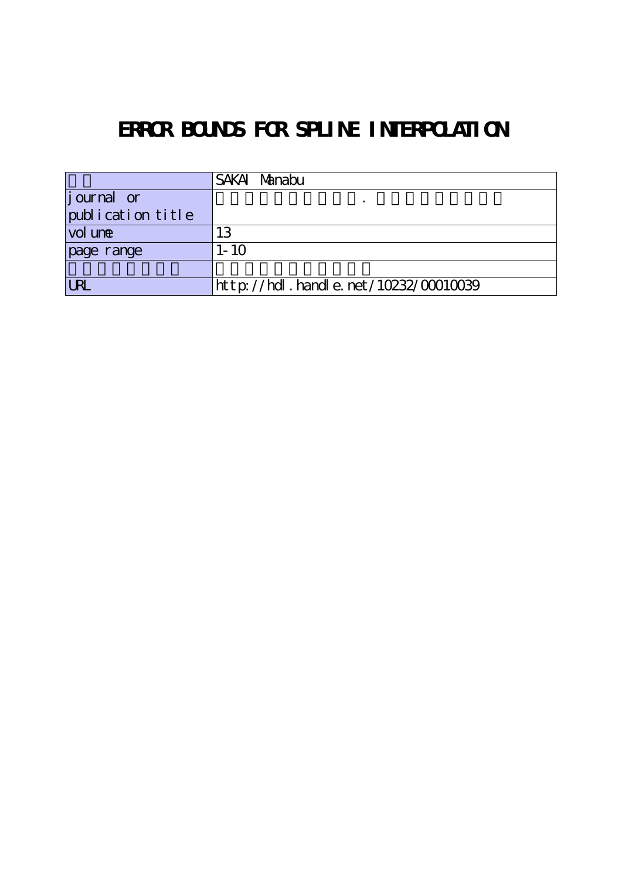# ERROR BOUNDS FOR SPLINE INTERPOLATION

| | |
|---|---|
| | SAKAI Manabu |
| journal or publication title | . |
| volume | 13 |
| page range | 1-10 |
| | |
| URL | http://hdl.handle.net/10232/00010039 |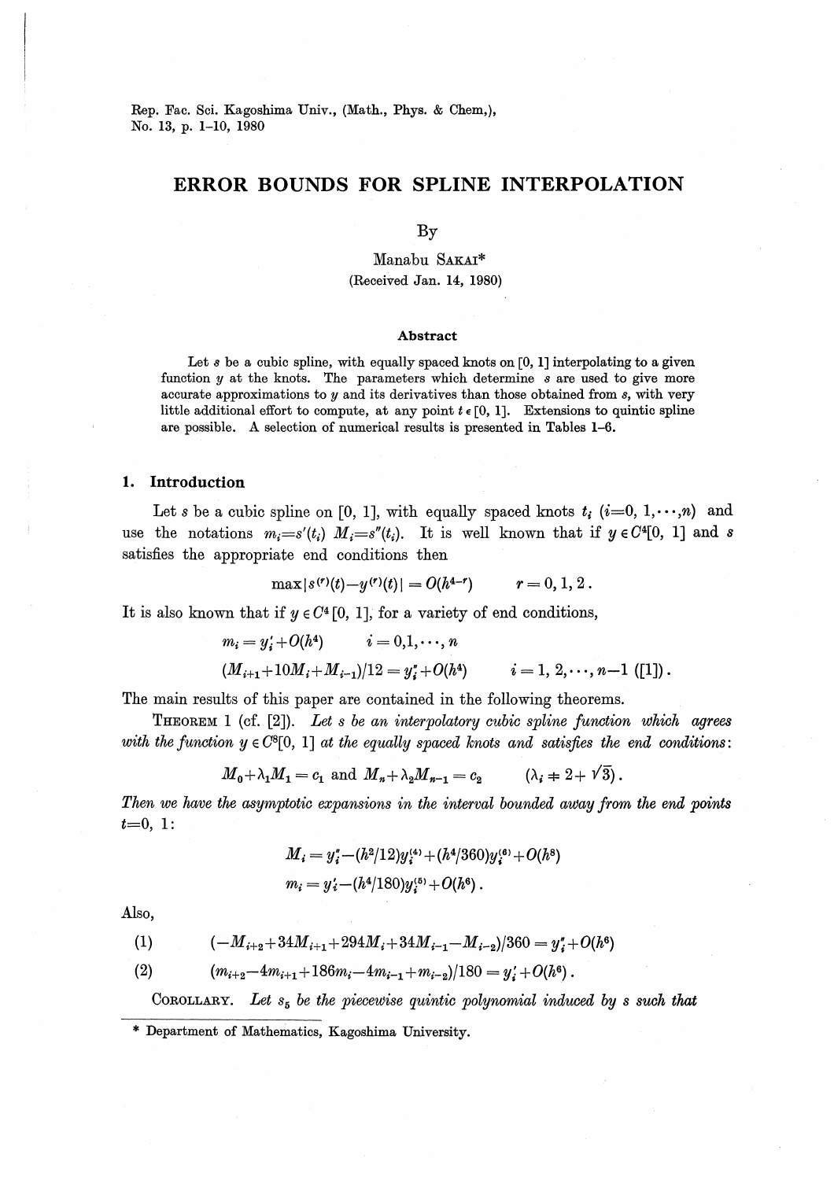Rep. Fac. Sci. Kagoshima Univ., (Math., Phys. & Chem,),
No. 13, p. 1–10, 1980

# ERROR BOUNDS FOR SPLINE INTERPOLATION

By

Manabu SAKAI*

(Received Jan. 14, 1980)

### Abstract

Let $s$ be a cubic spline, with equally spaced knots on [0, 1] interpolating to a given function $y$ at the knots. The parameters which determine $s$ are used to give more accurate approximations to $y$ and its derivatives than those obtained from $s$, with very little additional effort to compute, at any point $t \in [0, 1]$. Extensions to quintic spline are possible. A selection of numerical results is presented in Tables 1–6.

## 1. Introduction

Let $s$ be a cubic spline on [0, 1], with equally spaced knots $t_i$ $(i=0, 1, \cdots, n)$ and use the notations $m_i = s'(t_i)$ $M_i = s''(t_i)$. It is well known that if $y \in C^4[0, 1]$ and $s$ satisfies the appropriate end conditions then

$$\max|s^{(r)}(t) - y^{(r)}(t)| = O(h^{4-r}) \qquad r = 0, 1, 2\,.$$

It is also known that if $y \in C^4[0, 1]$, for a variety of end conditions,

$$m_i = y'_i + O(h^4) \qquad i = 0, 1, \cdots, n$$

$$(M_{i+1} + 10M_i + M_{i-1})/12 = y''_i + O(h^4) \qquad i = 1, 2, \cdots, n-1 \ ([1])\,.$$

The main results of this paper are contained in the following theorems.

THEOREM 1 (cf. [2]). *Let $s$ be an interpolatory cubic spline function which agrees with the function $y \in C^8[0, 1]$ at the equally spaced knots and satisfies the end conditions*:

$$M_0 + \lambda_1 M_1 = c_1 \text{ and } M_n + \lambda_2 M_{n-1} = c_2 \qquad (\lambda_i \neq 2 + \sqrt{3})\,.$$

*Then we have the asymptotic expansions in the interval bounded away from the end points* $t=0, 1$:

$$M_i = y''_i - (h^2/12) y_i^{(4)} + (h^4/360) y_i^{(6)} + O(h^8)$$

$$m_i = y'_i - (h^4/180) y_i^{(5)} + O(h^6)\,.$$

Also,

$$(1) \qquad (-M_{i+2} + 34M_{i+1} + 294M_i + 34M_{i-1} - M_{i-2})/360 = y''_i + O(h^6)$$

$$(2) \qquad (m_{i+2} - 4m_{i+1} + 186m_i - 4m_{i-1} + m_{i-2})/180 = y'_i + O(h^6)\,.$$

COROLLARY. *Let $s_5$ be the piecewise quintic polynomial induced by $s$ such that*

---

\* Department of Mathematics, Kagoshima University.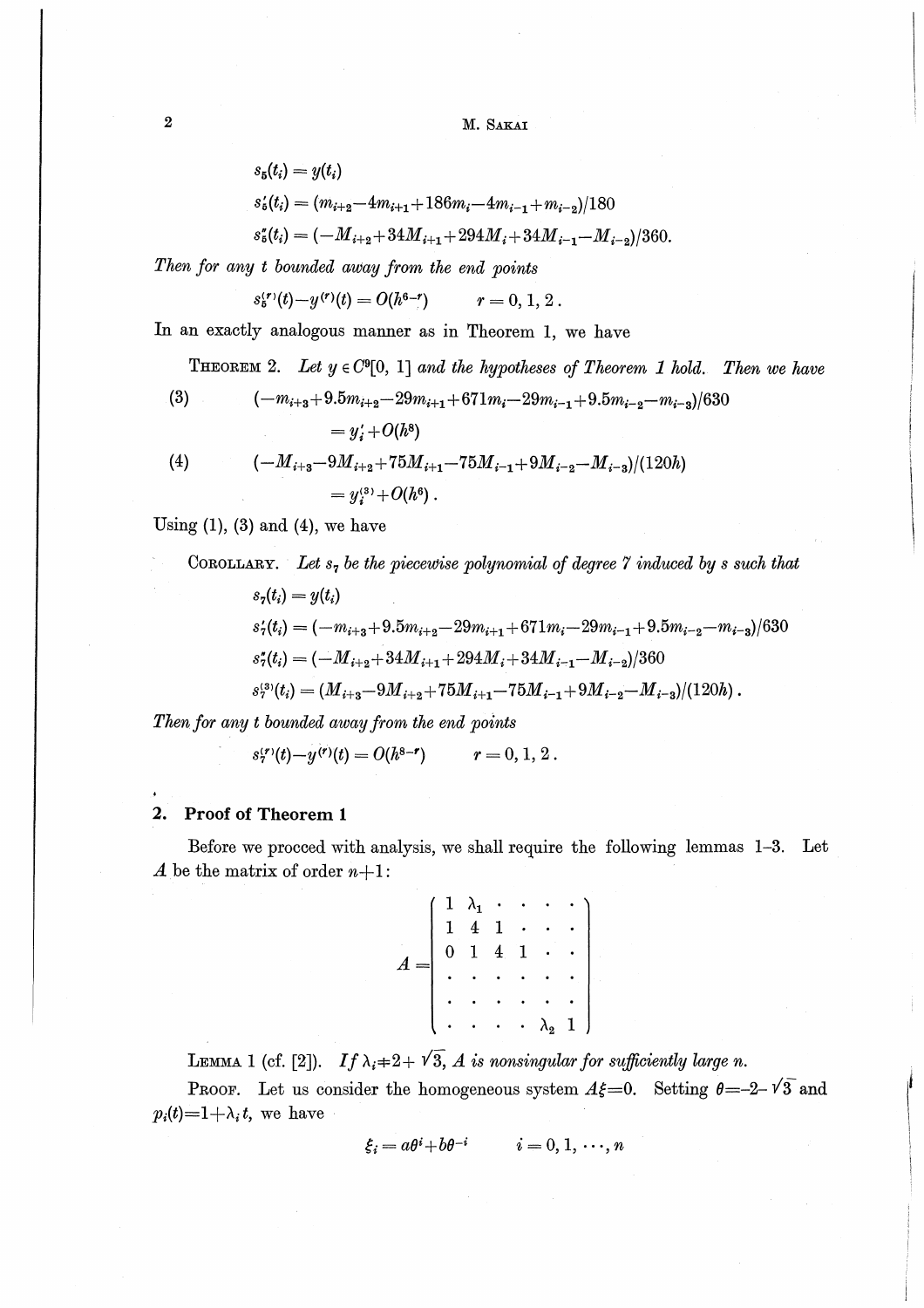$$s_5(t_i) = y(t_i)$$

$$s_5'(t_i) = (m_{i+2} - 4m_{i+1} + 186m_i - 4m_{i-1} + m_{i-2})/180$$

$$s_5''(t_i) = (-M_{i+2} + 34M_{i+1} + 294M_i + 34M_{i-1} - M_{i-2})/360.$$

*Then for any $t$ bounded away from the end points*

$$s_5^{(r)}(t) - y^{(r)}(t) = O(h^{6-r}) \qquad r = 0, 1, 2.$$

In an exactly analogous manner as in Theorem 1, we have

THEOREM 2. *Let $y \in C^9[0, 1]$ and the hypotheses of Theorem 1 hold. Then we have*

$$(3) \qquad (-m_{i+3} + 9.5m_{i+2} - 29m_{i+1} + 671m_i - 29m_{i-1} + 9.5m_{i-2} - m_{i-3})/630 = y_i' + O(h^8)$$

$$(4) \qquad (-M_{i+3} - 9M_{i+2} + 75M_{i+1} - 75M_{i-1} + 9M_{i-2} - M_{i-3})/(120h) = y_i^{(3)} + O(h^6).$$

Using (1), (3) and (4), we have

COROLLARY. *Let $s_7$ be the piecewise polynomial of degree 7 induced by $s$ such that*

$$s_7(t_i) = y(t_i)$$

$$s_7'(t_i) = (-m_{i+3} + 9.5m_{i+2} - 29m_{i+1} + 671m_i - 29m_{i-1} + 9.5m_{i-2} - m_{i-3})/630$$

$$s_7''(t_i) = (-M_{i+2} + 34M_{i+1} + 294M_i + 34M_{i-1} - M_{i-2})/360$$

$$s_7^{(3)}(t_i) = (M_{i+3} - 9M_{i+2} + 75M_{i+1} - 75M_{i-1} + 9M_{i-2} - M_{i-3})/(120h).$$

*Then for any $t$ bounded away from the end points*

$$s_7^{(r)}(t) - y^{(r)}(t) = O(h^{8-r}) \qquad r = 0, 1, 2.$$

## 2. Proof of Theorem 1

Before we procced with analysis, we shall require the following lemmas 1–3. Let $A$ be the matrix of order $n+1$:

$$A = \begin{pmatrix} 1 & \lambda_1 & \cdot & \cdot & \cdot & \cdot \\ 1 & 4 & 1 & \cdot & \cdot & \cdot \\ 0 & 1 & 4 & 1 & \cdot & \cdot \\ \cdot & \cdot & \cdot & \cdot & \cdot & \cdot \\ \cdot & \cdot & \cdot & \cdot & \cdot & \cdot \\ \cdot & \cdot & \cdot & \cdot & \lambda_2 & 1 \end{pmatrix}$$

LEMMA 1 (cf. [2]). *If $\lambda_i \neq 2 + \sqrt{3}$, $A$ is nonsingular for sufficiently large $n$.*

PROOF. Let us consider the homogeneous system $A\xi = 0$. Setting $\theta = -2 - \sqrt{3}$ and $p_i(t) = 1 + \lambda_i t$, we have

$$\xi_i = a\theta^i + b\theta^{-i} \qquad i = 0, 1, \cdots, n$$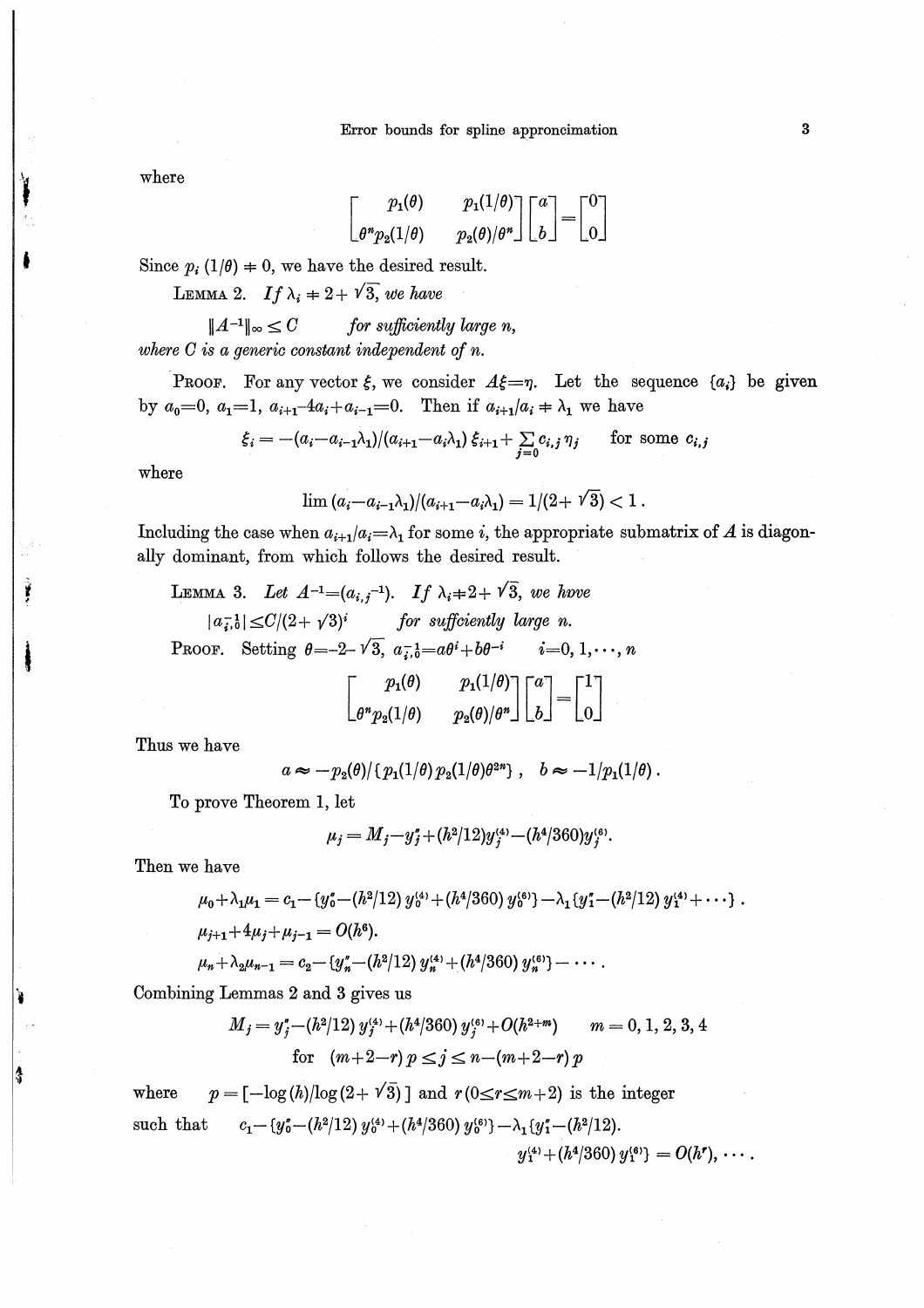where

$$\begin{bmatrix} p_1(\theta) & p_1(1/\theta) \\ \theta^n p_2(1/\theta) & p_2(\theta)/\theta^n \end{bmatrix} \begin{bmatrix} a \\ b \end{bmatrix} = \begin{bmatrix} 0 \\ 0 \end{bmatrix}$$

Since $p_i(1/\theta) \neq 0$, we have the desired result.

**Lemma 2.** *If $\lambda_i \neq 2+\sqrt{3}$, we have*

$$\|A^{-1}\|_\infty \leq C \qquad \textit{for sufficiently large } n,$$

*where $C$ is a generic constant independent of $n$.*

**Proof.** For any vector $\xi$, we consider $A\xi=\eta$. Let the sequence $\{a_i\}$ be given by $a_0=0$, $a_1=1$, $a_{i+1}-4a_i+a_{i-1}=0$. Then if $a_{i+1}/a_i \neq \lambda_1$ we have

$$\xi_i = -(a_i - a_{i-1}\lambda_1)/(a_{i+1}-a_i\lambda_1)\,\xi_{i+1} + \sum_{j=0} c_{i,j}\eta_j \qquad \text{for some } c_{i,j}$$

where

$$\lim\,(a_i-a_{i-1}\lambda_1)/(a_{i+1}-a_i\lambda_1) = 1/(2+\sqrt{3}) < 1\,.$$

Including the case when $a_{i+1}/a_i=\lambda_1$ for some $i$, the appropriate submatrix of $A$ is diagonally dominant, from which follows the desired result.

**Lemma 3.** *Let $A^{-1}=(a_{i,j}^{-1})$. If $\lambda_i \neq 2+\sqrt{3}$, we hove*

$$|a_{i,0}^{-1}| \leq C/(2+\sqrt{3})^i \qquad \textit{for sufficiently large } n.$$

**Proof.** Setting $\theta=-2-\sqrt{3}$, $a_{i,0}^{-1}=a\theta^i+b\theta^{-i}$ $\qquad i=0,1,\cdots,n$

$$\begin{bmatrix} p_1(\theta) & p_1(1/\theta) \\ \theta^n p_2(1/\theta) & p_2(\theta)/\theta^n \end{bmatrix} \begin{bmatrix} a \\ b \end{bmatrix} = \begin{bmatrix} 1 \\ 0 \end{bmatrix}$$

Thus we have

$$a \approx -p_2(\theta)/\{p_1(1/\theta)\,p_2(1/\theta)\theta^{2n}\}\,, \quad b \approx -1/p_1(1/\theta)\,.$$

To prove Theorem 1, let

$$\mu_j = M_j - y_j'' + (h^2/12)y_j^{(4)} - (h^4/360)y_j^{(6)}.$$

Then we have

$$\mu_0+\lambda_1\mu_1 = c_1 - \{y_0''-(h^2/12)\,y_0^{(4)}+(h^4/360)\,y_0^{(6)}\} - \lambda_1\{y_1''-(h^2/12)\,y_1^{(4)}+\cdots\}\,.$$

$$\mu_{j+1}+4\mu_j+\mu_{j-1} = O(h^6).$$

$$\mu_n+\lambda_2\mu_{n-1} = c_2 - \{y_n''-(h^2/12)\,y_n^{(4)}+(h^4/360)\,y_n^{(6)}\} - \cdots\,.$$

Combining Lemmas 2 and 3 gives us

$$M_j = y_j'' - (h^2/12)\,y_j^{(4)} + (h^4/360)\,y_j^{(6)} + O(h^{2+m}) \qquad m=0,1,2,3,4$$

$$\text{for} \quad (m+2-r)\,p \leq j \leq n-(m+2-r)\,p$$

where $\quad p=[-\log(h)/\log(2+\sqrt{3})]$ and $r\,(0\leq r\leq m+2)$ is the integer such that $\quad c_1-\{y_0''-(h^2/12)\,y_0^{(4)}+(h^4/360)\,y_0^{(6)}\}-\lambda_1\{y_1''-(h^2/12)$.

$$y_1^{(4)}+(h^4/360)\,y_1^{(6)}\} = O(h^r),\ \cdots.$$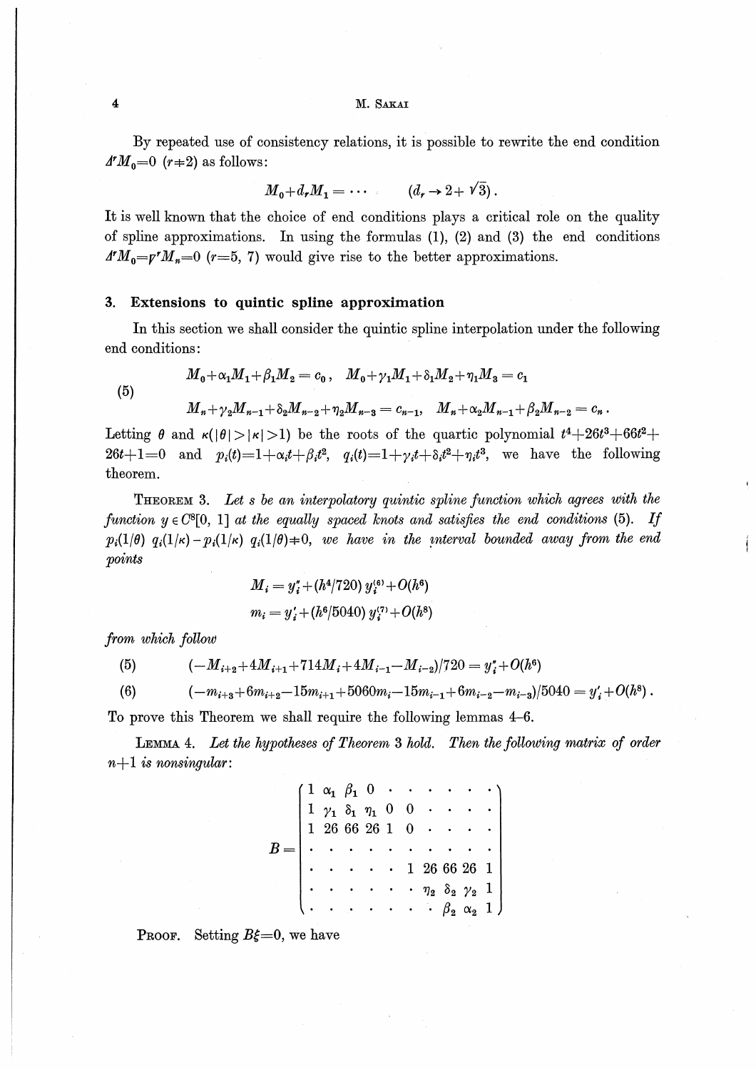By repeated use of consistency relations, it is possible to rewrite the end condition $\Delta^r M_0 = 0$ $(r \neq 2)$ as follows:

$$M_0 + d_r M_1 = \cdots \qquad (d_r \to 2+\sqrt{3}).$$

It is well known that the choice of end conditions plays a critical role on the quality of spline approximations. In using the formulas (1), (2) and (3) the end conditions $\Delta^r M_0 = \nabla^r M_n = 0$ $(r=5, 7)$ would give rise to the better approximations.

## 3. Extensions to quintic spline approximation

In this section we shall consider the quintic spline interpolation under the following end conditions:

$$(5) \qquad \begin{aligned} &M_0+\alpha_1 M_1+\beta_1 M_2 = c_0, \quad M_0+\gamma_1 M_1+\delta_1 M_2+\eta_1 M_3 = c_1 \\ &M_n+\gamma_2 M_{n-1}+\delta_2 M_{n-2}+\eta_2 M_{n-3} = c_{n-1}, \quad M_n+\alpha_2 M_{n-1}+\beta_2 M_{n-2} = c_n . \end{aligned}$$

Letting $\theta$ and $\kappa$ $(|\theta|>|\kappa|>1)$ be the roots of the quartic polynomial $t^4+26t^3+66t^2+26t+1=0$ and $p_i(t)=1+\alpha_i t+\beta_i t^2$, $q_i(t)=1+\gamma_i t+\delta_i t^2+\eta_i t^3$, we have the following theorem.

THEOREM 3. *Let $s$ be an interpolatory quintic spline function which agrees with the function $y \in C^8[0, 1]$ at the equally spaced knots and satisfies the end conditions* (5). *If $p_i(1/\theta)\, q_i(1/\kappa) - p_i(1/\kappa)\, q_i(1/\theta) \neq 0$, we have in the interval bounded away from the end points*

$$M_i = y''_i + (h^4/720)\, y^{(6)}_i + O(h^6)$$

$$m_i = y'_i + (h^6/5040)\, y^{(7)}_i + O(h^8)$$

*from which follow*

$$(5) \qquad (-M_{i+2}+4M_{i+1}+714M_i+4M_{i-1}-M_{i-2})/720 = y''_i + O(h^6)$$

$$(6) \qquad (-m_{i+3}+6m_{i+2}-15m_{i+1}+5060m_i-15m_{i-1}+6m_{i-2}-m_{i-3})/5040 = y'_i + O(h^8).$$

To prove this Theorem we shall require the following lemmas 4–6.

LEMMA 4. *Let the hypotheses of Theorem 3 hold. Then the following matrix of order $n+1$ is nonsingular:*

$$B = \begin{pmatrix} 1 & \alpha_1 & \beta_1 & 0 & \cdot & \cdot & \cdot & \cdot & \cdot & \cdot & \cdot \\ 1 & \gamma_1 & \delta_1 & \eta_1 & 0 & 0 & \cdot & \cdot & \cdot & \cdot & \cdot \\ 1 & 26 & 66 & 26 & 1 & 0 & \cdot & \cdot & \cdot & \cdot & \cdot \\ \cdot & \cdot & \cdot & \cdot & \cdot & \cdot & \cdot & \cdot & \cdot & \cdot & \cdot \\ \cdot & \cdot & \cdot & \cdot & \cdot & \cdot & 1 & 26 & 66 & 26 & 1 \\ \cdot & \cdot & \cdot & \cdot & \cdot & \cdot & \cdot & \eta_2 & \delta_2 & \gamma_2 & 1 \\ \cdot & \cdot & \cdot & \cdot & \cdot & \cdot & \cdot & \cdot & \beta_2 & \alpha_2 & 1 \end{pmatrix}$$

PROOF. Setting $B\xi=0$, we have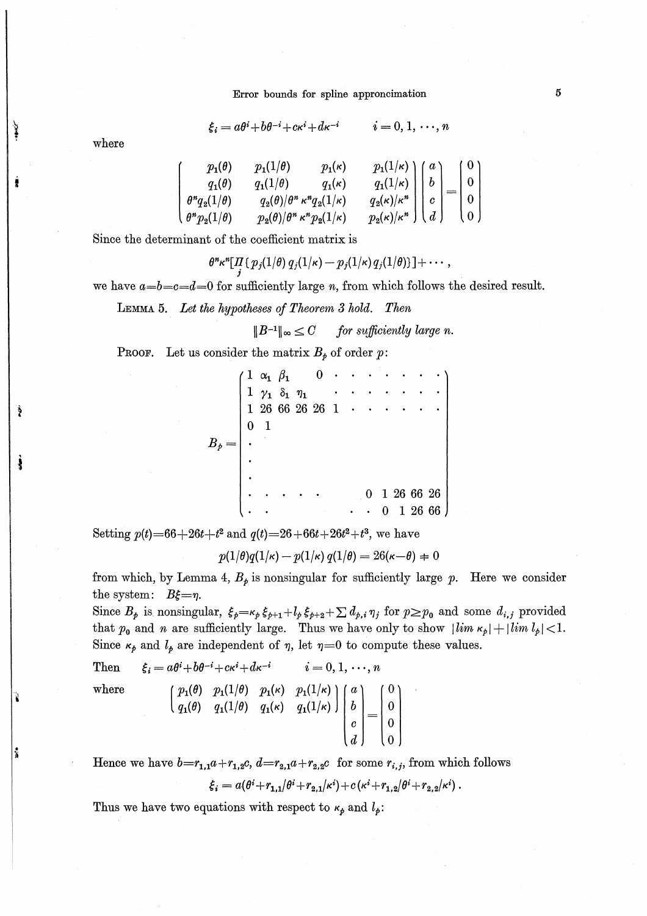$$\xi_i = a\theta^i + b\theta^{-i} + c\kappa^i + d\kappa^{-i} \qquad i = 0, 1, \cdots, n$$

where

$$\begin{pmatrix} p_1(\theta) & p_1(1/\theta) & p_1(\kappa) & p_1(1/\kappa) \\ q_1(\theta) & q_1(1/\theta) & q_1(\kappa) & q_1(1/\kappa) \\ \theta^n q_2(1/\theta) & q_2(\theta)/\theta^n & \kappa^n q_2(1/\kappa) & q_2(\kappa)/\kappa^n \\ \theta^n p_2(1/\theta) & p_2(\theta)/\theta^n & \kappa^n p_2(1/\kappa) & p_2(\kappa)/\kappa^n \end{pmatrix} \begin{pmatrix} a \\ b \\ c \\ d \end{pmatrix} = \begin{pmatrix} 0 \\ 0 \\ 0 \\ 0 \end{pmatrix}$$

Since the determinant of the coefficient matrix is

$$\theta^n \kappa^n [\prod_j \{p_j(1/\theta)\, q_j(1/\kappa) - p_j(1/\kappa)\, q_j(1/\theta)\}] + \cdots,$$

we have $a = b = c = d = 0$ for sufficiently large $n$, from which follows the desired result.

**LEMMA 5.** *Let the hypotheses of Theorem 3 hold. Then*

$$\|B^{-1}\|_\infty \leq C \qquad \textit{for sufficiently large } n.$$

**PROOF.** Let us consider the matrix $B_p$ of order $p$:

$$B_p = \begin{pmatrix} 1 & \alpha_1 & \beta_1 & 0 & \cdot & \cdot & \cdot & \cdot & \cdot & \cdot & \cdot & \cdot \\ 1 & \gamma_1 & \delta_1 & \eta_1 & & \cdot & \cdot & \cdot & \cdot & \cdot & \cdot & \cdot \\ 1 & 26 & 66 & 26 & 26 & 1 & \cdot & \cdot & \cdot & \cdot & \cdot & \cdot \\ 0 & 1 & & & & & & & & & & \\ \cdot & & & & & & & & & & & \\ \cdot & & & & & & & & & & & \\ \cdot & & & & & & & & & & & \\ \cdot & \cdot & \cdot & \cdot & \cdot & \cdot & & 0 & 1 & 26 & 66 & 26 \\ \cdot & \cdot & & & & & \cdot & \cdot & 0 & 1 & 26 & 66 \end{pmatrix}$$

Setting $p(t) = 66 + 26t + t^2$ and $q(t) = 26 + 66t + 26t^2 + t^3$, we have

$$p(1/\theta) q(1/\kappa) - p(1/\kappa)\, q(1/\theta) = 26(\kappa - \theta) \neq 0$$

from which, by Lemma 4, $B_p$ is nonsingular for sufficiently large $p$. Here we consider the system: $B\xi = \eta$.

Since $B_p$ is nonsingular, $\xi_p = \kappa_p \xi_{p+1} + l_p \xi_{p+2} + \sum d_{p,i} \eta_j$ for $p \geq p_0$ and some $d_{i,j}$ provided that $p_0$ and $n$ are sufficiently large. Thus we have only to show $|\lim \kappa_p| + |\lim l_p| < 1$. Since $\kappa_p$ and $l_p$ are independent of $\eta$, let $\eta = 0$ to compute these values.

Then $\quad \xi_i = a\theta^i + b\theta^{-i} + c\kappa^i + d\kappa^{-i} \qquad i = 0, 1, \cdots, n$

where

$$\begin{pmatrix} p_1(\theta) & p_1(1/\theta) & p_1(\kappa) & p_1(1/\kappa) \\ q_1(\theta) & q_1(1/\theta) & q_1(\kappa) & q_1(1/\kappa) \end{pmatrix} \begin{pmatrix} a \\ b \\ c \\ d \end{pmatrix} = \begin{pmatrix} 0 \\ 0 \\ 0 \\ 0 \end{pmatrix}$$

Hence we have $b = r_{1,1}a + r_{1,2}c$, $d = r_{2,1}a + r_{2,2}c$ for some $r_{i,j}$, from which follows

$$\xi_i = a(\theta^i + r_{1,1}/\theta^i + r_{2,1}/\kappa^i) + c(\kappa^i + r_{1,2}/\theta^i + r_{2,2}/\kappa^i).$$

Thus we have two equations with respect to $\kappa_p$ and $l_p$: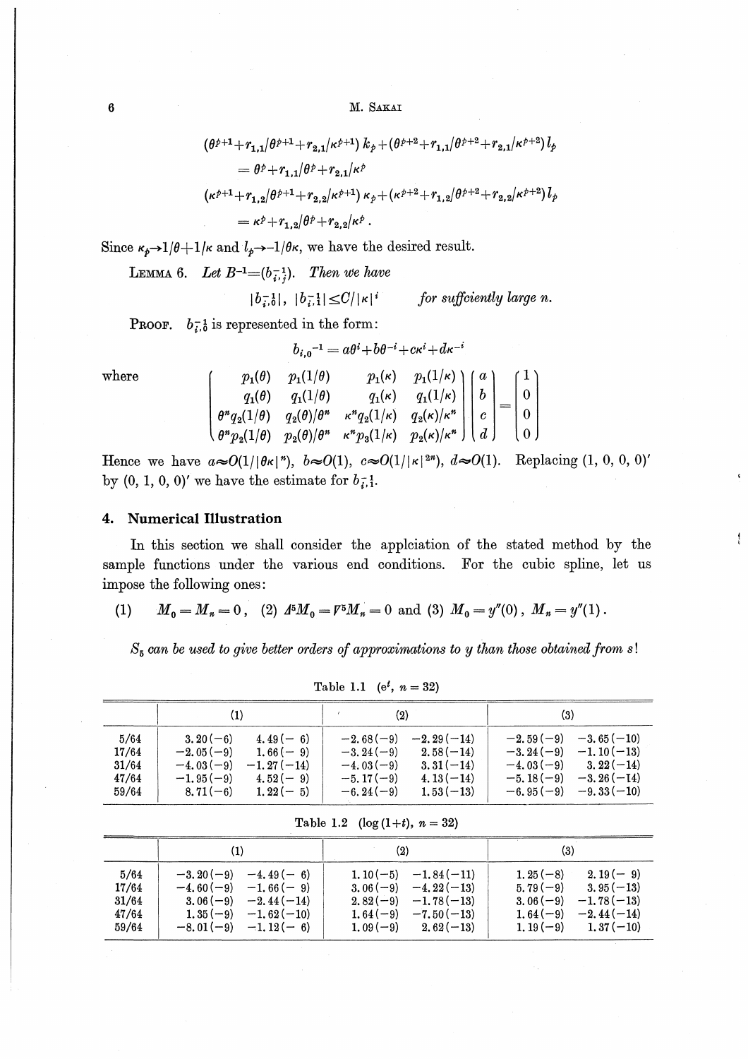$$(\theta^{p+1}+r_{1,1}/\theta^{p+1}+r_{2,1}/\kappa^{p+1})\, k_p+(\theta^{p+2}+r_{1,1}/\theta^{p+2}+r_{2,1}/\kappa^{p+2})\, l_p$$
$$=\theta^p+r_{1,1}/\theta^p+r_{2,1}/\kappa^p$$
$$(\kappa^{p+1}+r_{1,2}/\theta^{p+1}+r_{2,2}/\kappa^{p+1})\, \kappa_p+(\kappa^{p+2}+r_{1,2}/\theta^{p+2}+r_{2,2}/\kappa^{p+2})\, l_p$$
$$=\kappa^p+r_{1,2}/\theta^p+r_{2,2}/\kappa^p\,.$$

Since $\kappa_p \to 1/\theta+1/\kappa$ and $l_p \to -1/\theta\kappa$, we have the desired result.

LEMMA 6. *Let $B^{-1}=(b_{i,j}^{-1})$. Then we have*

$$|b_{i,0}^{-1}|,\ |b_{i,1}^{-1}| \le C/|\kappa|^i \qquad \textit{for sufficiently large } n.$$

PROOF. $b_{i,0}^{-1}$ is represented in the form:

$$b_{i,0}{}^{-1}=a\theta^i+b\theta^{-i}+c\kappa^i+d\kappa^{-i}$$

where

$$\begin{pmatrix} p_1(\theta) & p_1(1/\theta) & p_1(\kappa) & p_1(1/\kappa) \\ q_1(\theta) & q_1(1/\theta) & q_1(\kappa) & q_1(1/\kappa) \\ \theta^n q_2(1/\theta) & q_2(\theta)/\theta^n & \kappa^n q_2(1/\kappa) & q_2(\kappa)/\kappa^n \\ \theta^n p_2(1/\theta) & p_2(\theta)/\theta^n & \kappa^n p_3(1/\kappa) & p_2(\kappa)/\kappa^n \end{pmatrix} \begin{pmatrix} a \\ b \\ c \\ d \end{pmatrix} = \begin{pmatrix} 1 \\ 0 \\ 0 \\ 0 \end{pmatrix}$$

Hence we have $a \approx O(1/|\theta\kappa|^n)$, $b \approx O(1)$, $c \approx O(1/|\kappa|^{2n})$, $d \approx O(1)$. Replacing $(1, 0, 0, 0)'$ by $(0, 1, 0, 0)'$ we have the estimate for $b_{i,1}^{-1}$.

## 4. Numerical Illustration

In this section we shall consider the applciation of the stated method by the sample functions under the various end conditions. For the cubic spline, let us impose the following ones:

(1) $M_0=M_n=0$, (2) $\Delta^5 M_0=\nabla^5 M_n=0$ and (3) $M_0=y''(0)$, $M_n=y''(1)$.

*$S_5$ can be used to give better orders of approximations to $y$ than those obtained from $s$!*

Table 1.1 ($e^t$, $n=32$)

| | (1) | | (2) | | (3) | |
|---|---|---|---|---|---|---|
| 5/64 | 3.20(−6) | 4.49(−6) | −2.68(−9) | −2.29(−14) | −2.59(−9) | −3.65(−10) |
| 17/64 | −2.05(−9) | 1.66(−9) | −3.24(−9) | 2.58(−14) | −3.24(−9) | −1.10(−13) |
| 31/64 | −4.03(−9) | −1.27(−14) | −4.03(−9) | 3.31(−14) | −4.03(−9) | 3.22(−14) |
| 47/64 | −1.95(−9) | 4.52(−9) | −5.17(−9) | 4.13(−14) | −5.18(−9) | −3.26(−14) |
| 59/64 | 8.71(−6) | 1.22(−5) | −6.24(−9) | 1.53(−13) | −6.95(−9) | −9.33(−10) |

Table 1.2 ($\log(1+t)$, $n=32$)

| | (1) | | (2) | | (3) | |
|---|---|---|---|---|---|---|
| 5/64 | −3.20(−9) | −4.49(−6) | 1.10(−5) | −1.84(−11) | 1.25(−8) | 2.19(−9) |
| 17/64 | −4.60(−9) | −1.66(−9) | 3.06(−9) | −4.22(−13) | 5.79(−9) | 3.95(−13) |
| 31/64 | 3.06(−9) | −2.44(−14) | 2.82(−9) | −1.78(−13) | 3.06(−9) | −1.78(−13) |
| 47/64 | 1.35(−9) | −1.62(−10) | 1.64(−9) | −7.50(−13) | 1.64(−9) | −2.44(−14) |
| 59/64 | −8.01(−9) | −1.12(−6) | 1.09(−9) | 2.62(−13) | 1.19(−9) | 1.37(−10) |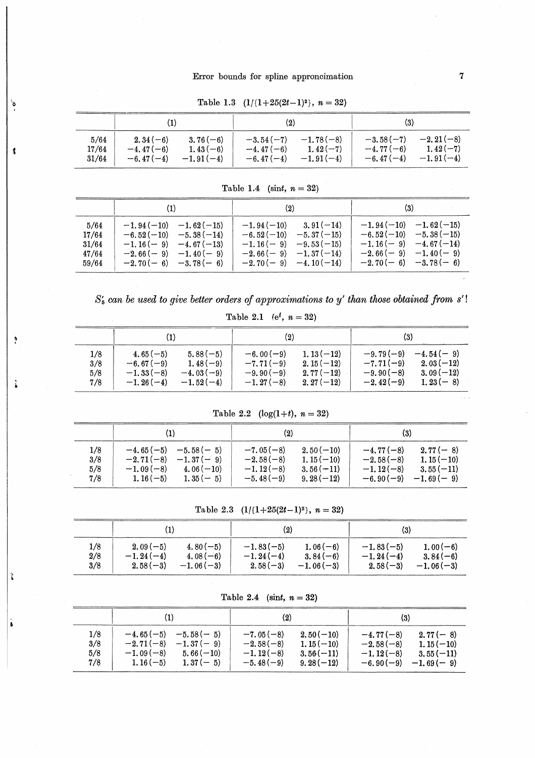Table 1.3 $(1/\{1+25(2t-1)^2\},\ n=32)$

| | (1) | | (2) | | (3) | |
|---|---|---|---|---|---|---|
| 5/64 | 2.34(−6) | 3.76(−6) | −3.54(−7) | −1.78(−8) | −3.58(−7) | −2.21(−8) |
| 17/64 | −4.47(−6) | 1.43(−6) | −4.47(−6) | 1.42(−7) | −4.77(−6) | 1.42(−7) |
| 31/64 | −6.47(−4) | −1.91(−4) | −6.47(−4) | −1.91(−4) | −6.47(−4) | −1.91(−4) |

Table 1.4 $(\sin t,\ n=32)$

| | (1) | | (2) | | (3) | |
|---|---|---|---|---|---|---|
| 5/64 | −1.94(−10) | −1.62(−15) | −1.94(−10) | 3.91(−14) | −1.94(−10) | −1.62(−15) |
| 17/64 | −6.52(−10) | −5.38(−14) | −6.52(−10) | −5.37(−15) | −6.52(−10) | −5.38(−15) |
| 31/64 | −1.16(− 9) | −4.67(−13) | −1.16(− 9) | −9.53(−15) | −1.16(− 9) | −4.67(−14) |
| 47/64 | −2.66(− 9) | −1.40(− 9) | −2.66(− 9) | −1.37(−14) | −2.66(− 9) | −1.40(− 9) |
| 59/64 | −2.70(− 6) | −3.78(− 6) | −2.70(− 9) | −4.10(−14) | −2.70(− 6) | −3.78(− 6) |

*$S_5'$ can be used to give better orders of approximations to $y'$ than those obtained from $s'$!*

Table 2.1 $(e^t,\ n=32)$

| | (1) | | (2) | | (3) | |
|---|---|---|---|---|---|---|
| 1/8 | 4.65(−5) | 5.88(−5) | −6.00(−9) | 1.13(−12) | −9.79(−9) | −4.54(− 9) |
| 3/8 | −6.67(−9) | 1.48(−9) | −7.71(−9) | 2.15(−12) | −7.71(−9) | 2.03(−12) |
| 5/8 | −1.33(−8) | −4.03(−9) | −9.90(−9) | 2.77(−12) | −9.90(−8) | 3.09(−12) |
| 7/8 | −1.26(−4) | −1.52(−4) | −1.27(−8) | 2.27(−12) | −2.42(−9) | 1.23(− 8) |

Table 2.2 $(\log(1+t),\ n=32)$

| | (1) | | (2) | | (3) | |
|---|---|---|---|---|---|---|
| 1/8 | −4.65(−5) | −5.58(− 5) | −7.05(−8) | 2.50(−10) | −4.77(−8) | 2.77(− 8) |
| 3/8 | −2.71(−8) | −1.37(− 9) | −2.58(−8) | 1.15(−10) | −2.58(−8) | 1.15(−10) |
| 5/8 | −1.09(−8) | 4.06(−10) | −1.12(−8) | 3.56(−11) | −1.12(−8) | 3.55(−11) |
| 7/8 | 1.16(−5) | 1.35(− 5) | −5.48(−9) | 9.28(−12) | −6.90(−9) | −1.69(− 9) |

Table 2.3 $(1/\{1+25(2t-1)^2\},\ n=32)$

| | (1) | | (2) | | (3) | |
|---|---|---|---|---|---|---|
| 1/8 | 2.09(−5) | 4.80(−5) | −1.83(−5) | 1.06(−6) | −1.83(−5) | 1.00(−6) |
| 2/8 | −1.24(−4) | 4.08(−6) | −1.24(−4) | 3.84(−6) | −1.24(−4) | 3.84(−6) |
| 3/8 | 2.58(−3) | −1.06(−3) | 2.58(−3) | −1.06(−3) | 2.58(−3) | −1.06(−3) |

Table 2.4 $(\sin t,\ n=32)$

| | (1) | | (2) | | (3) | |
|---|---|---|---|---|---|---|
| 1/8 | −4.65(−5) | −5.58(− 5) | −7.05(−8) | 2.50(−10) | −4.77(−8) | 2.77(− 8) |
| 3/8 | −2.71(−8) | −1.37(− 9) | −2.58(−8) | 1.15(−10) | −2.58(−8) | 1.15(−10) |
| 5/8 | −1.09(−8) | 5.66(−10) | −1.12(−8) | 3.56(−11) | −1.12(−8) | 3.55(−11) |
| 7/8 | 1.16(−5) | 1.37(− 5) | −5.48(−9) | 9.28(−12) | −6.90(−9) | −1.69(− 9) |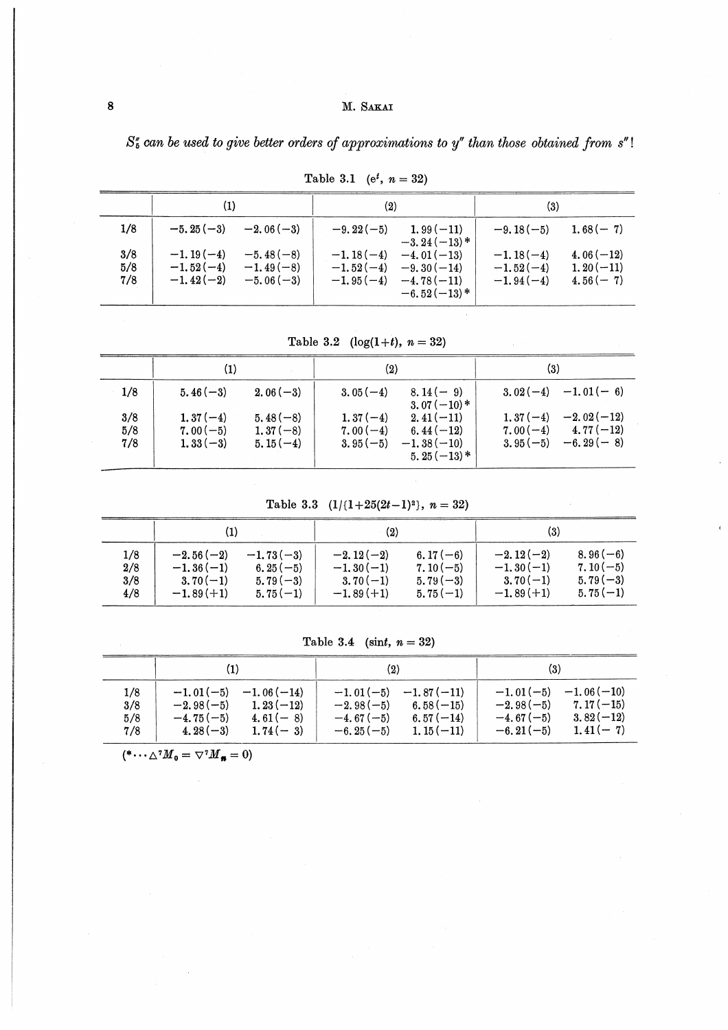*$S_5''$ can be used to give better orders of approximations to $y''$ than those obtained from $s''$!*

Table 3.1 ($e^t$, $n=32$)

| | (1) | | (2) | | (3) | |
|---|---|---|---|---|---|---|
| 1/8 | $-5.25(-3)$ | $-2.06(-3)$ | $-9.22(-5)$ | $1.99(-11)$<br>$-3.24(-13)$* | $-9.18(-5)$ | $1.68(-7)$ |
| 3/8 | $-1.19(-4)$ | $-5.48(-8)$ | $-1.18(-4)$ | $-4.01(-13)$ | $-1.18(-4)$ | $4.06(-12)$ |
| 5/8 | $-1.52(-4)$ | $-1.49(-8)$ | $-1.52(-4)$ | $-9.30(-14)$ | $-1.52(-4)$ | $1.20(-11)$ |
| 7/8 | $-1.42(-2)$ | $-5.06(-3)$ | $-1.95(-4)$ | $-4.78(-11)$<br>$-6.52(-13)$* | $-1.94(-4)$ | $4.56(-7)$ |

Table 3.2 ($\log(1+t)$, $n=32$)

| | (1) | | (2) | | (3) | |
|---|---|---|---|---|---|---|
| 1/8 | $5.46(-3)$ | $2.06(-3)$ | $3.05(-4)$ | $8.14(-9)$<br>$3.07(-10)$* | $3.02(-4)$ | $-1.01(-6)$ |
| 3/8 | $1.37(-4)$ | $5.48(-8)$ | $1.37(-4)$ | $2.41(-11)$ | $1.37(-4)$ | $-2.02(-12)$ |
| 5/8 | $7.00(-5)$ | $1.37(-8)$ | $7.00(-4)$ | $6.44(-12)$ | $7.00(-4)$ | $4.77(-12)$ |
| 7/8 | $1.33(-3)$ | $5.15(-4)$ | $3.95(-5)$ | $-1.38(-10)$<br>$5.25(-13)$* | $3.95(-5)$ | $-6.29(-8)$ |

Table 3.3 ($1/\{1+25(2t-1)^2\}$, $n=32$)

| | (1) | | (2) | | (3) | |
|---|---|---|---|---|---|---|
| 1/8 | $-2.56(-2)$ | $-1.73(-3)$ | $-2.12(-2)$ | $6.17(-6)$ | $-2.12(-2)$ | $8.96(-6)$ |
| 2/8 | $-1.36(-1)$ | $6.25(-5)$ | $-1.30(-1)$ | $7.10(-5)$ | $-1.30(-1)$ | $7.10(-5)$ |
| 3/8 | $3.70(-1)$ | $5.79(-3)$ | $3.70(-1)$ | $5.79(-3)$ | $3.70(-1)$ | $5.79(-3)$ |
| 4/8 | $-1.89(+1)$ | $5.75(-1)$ | $-1.89(+1)$ | $5.75(-1)$ | $-1.89(+1)$ | $5.75(-1)$ |

Table 3.4 ($\sin t$, $n=32$)

| | (1) | | (2) | | (3) | |
|---|---|---|---|---|---|---|
| 1/8 | $-1.01(-5)$ | $-1.06(-14)$ | $-1.01(-5)$ | $-1.87(-11)$ | $-1.01(-5)$ | $-1.06(-10)$ |
| 3/8 | $-2.98(-5)$ | $1.23(-12)$ | $-2.98(-5)$ | $6.58(-15)$ | $-2.98(-5)$ | $7.17(-15)$ |
| 5/8 | $-4.75(-5)$ | $4.61(-8)$ | $-4.67(-5)$ | $6.57(-14)$ | $-4.67(-5)$ | $3.82(-12)$ |
| 7/8 | $4.28(-3)$ | $1.74(-3)$ | $-6.25(-5)$ | $1.15(-11)$ | $-6.21(-5)$ | $1.41(-7)$ |

(* $\cdots \Delta^7 M_0 = \nabla^7 M_n = 0$)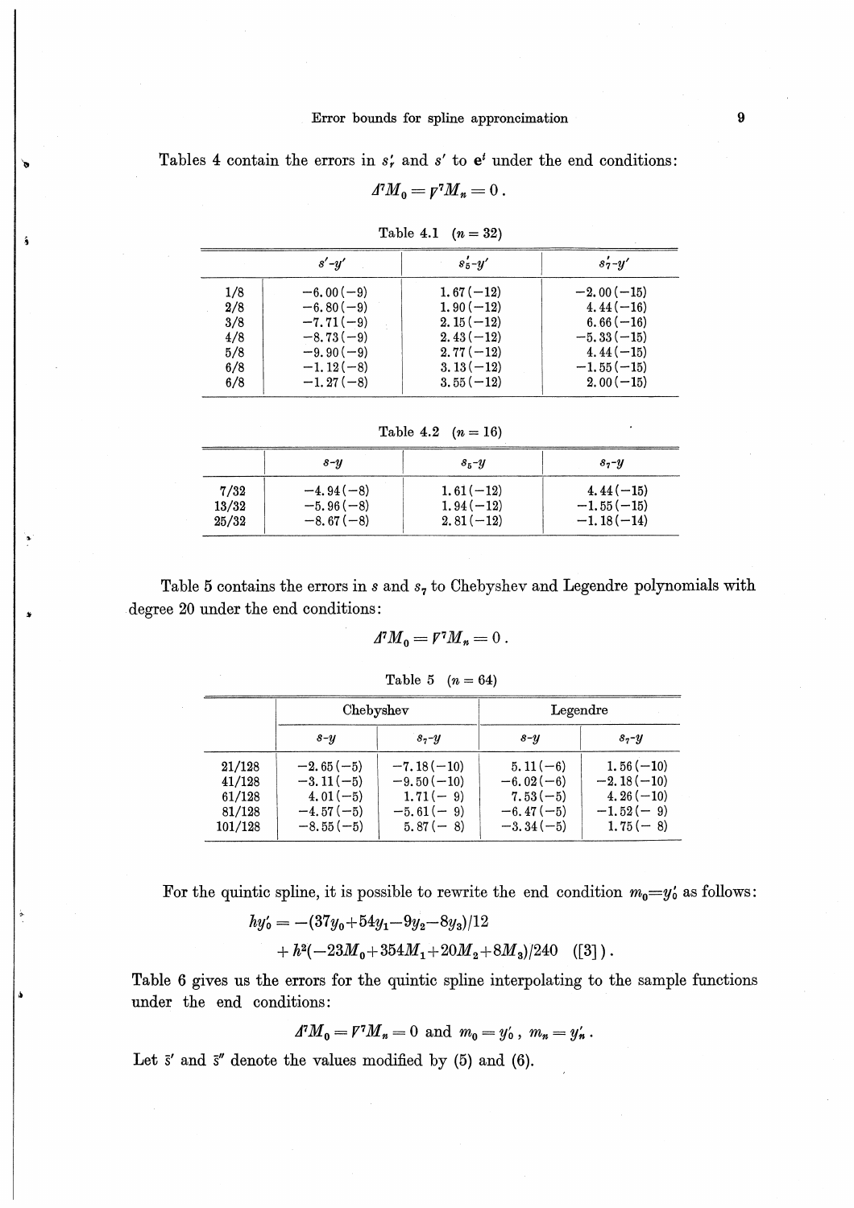Tables 4 contain the errors in $s'_r$ and $s'$ to $e^t$ under the end conditions:

$$\Delta^7 M_0 = \nabla^7 M_n = 0 .$$

Table 4.1 ($n=32$)

| | $s'$-$y'$ | $s'_5$-$y'$ | $s'_7$-$y'$ |
|---|---|---|---|
| 1/8 | $-6.00(-9)$ | $1.67(-12)$ | $-2.00(-15)$ |
| 2/8 | $-6.80(-9)$ | $1.90(-12)$ | $4.44(-16)$ |
| 3/8 | $-7.71(-9)$ | $2.15(-12)$ | $6.66(-16)$ |
| 4/8 | $-8.73(-9)$ | $2.43(-12)$ | $-5.33(-15)$ |
| 5/8 | $-9.90(-9)$ | $2.77(-12)$ | $4.44(-15)$ |
| 6/8 | $-1.12(-8)$ | $3.13(-12)$ | $-1.55(-15)$ |
| 6/8 | $-1.27(-8)$ | $3.55(-12)$ | $2.00(-15)$ |

Table 4.2 ($n=16$)

| | $s$-$y$ | $s_5$-$y$ | $s_7$-$y$ |
|---|---|---|---|
| 7/32 | $-4.94(-8)$ | $1.61(-12)$ | $4.44(-15)$ |
| 13/32 | $-5.96(-8)$ | $1.94(-12)$ | $-1.55(-15)$ |
| 25/32 | $-8.67(-8)$ | $2.81(-12)$ | $-1.18(-14)$ |

Table 5 contains the errors in $s$ and $s_7$ to Chebyshev and Legendre polynomials with degree 20 under the end conditions:

$$\Delta^7 M_0 = \nabla^7 M_n = 0 .$$

Table 5 ($n=64$)

| | Chebyshev | | Legendre | |
|---|---|---|---|---|
| | $s$-$y$ | $s_7$-$y$ | $s$-$y$ | $s_7$-$y$ |
| 21/128 | $-2.65(-5)$ | $-7.18(-10)$ | $5.11(-6)$ | $1.56(-10)$ |
| 41/128 | $-3.11(-5)$ | $-9.50(-10)$ | $-6.02(-6)$ | $-2.18(-10)$ |
| 61/128 | $4.01(-5)$ | $1.71(-9)$ | $7.53(-5)$ | $4.26(-10)$ |
| 81/128 | $-4.57(-5)$ | $-5.61(-9)$ | $-6.47(-5)$ | $-1.52(-9)$ |
| 101/128 | $-8.55(-5)$ | $5.87(-8)$ | $-3.34(-5)$ | $1.75(-8)$ |

For the quintic spline, it is possible to rewrite the end condition $m_0 = y'_0$ as follows:

$$hy'_0 = -(37y_0 + 54y_1 - 9y_2 - 8y_3)/12$$
$$+ h^2(-23M_0 + 354M_1 + 20M_2 + 8M_3)/240 \quad ([3]) .$$

Table 6 gives us the errors for the quintic spline interpolating to the sample functions under the end conditions:

$$\Delta^7 M_0 = \nabla^7 M_n = 0 \text{ and } m_0 = y'_0 ,\ m_n = y'_n .$$

Let $\bar{s}'$ and $\bar{s}''$ denote the values modified by (5) and (6).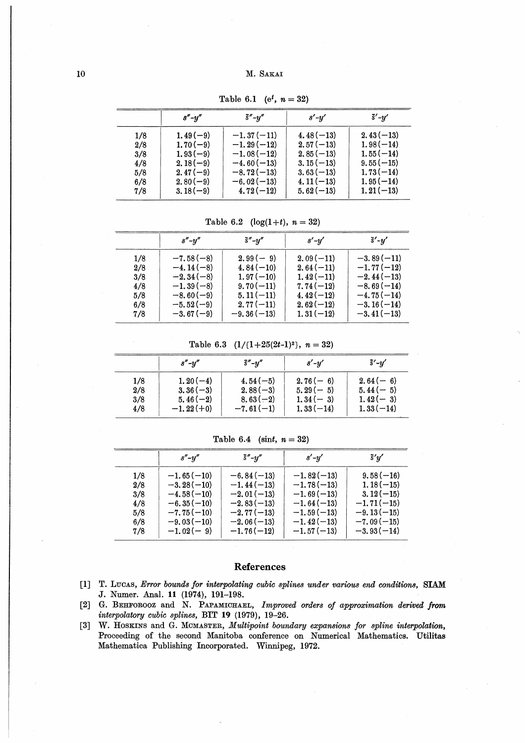Table 6.1 ($e^t$, $n=32$)

| | $s''$-$y''$ | $\bar{s}''$-$y''$ | $s'$-$y'$ | $\bar{s}'$-$y'$ |
|---|---|---|---|---|
| 1/8 | 1.49(−9) | −1.37(−11) | 4.48(−13) | 2.43(−13) |
| 2/8 | 1.70(−9) | −1.29(−12) | 2.57(−13) | 1.98(−14) |
| 3/8 | 1.93(−9) | −1.08(−12) | 2.85(−13) | 1.55(−14) |
| 4/8 | 2.18(−9) | −4.60(−13) | 3.15(−13) | 9.55(−15) |
| 5/8 | 2.47(−9) | −8.72(−13) | 3.63(−13) | 1.73(−14) |
| 6/8 | 2.80(−9) | −6.02(−13) | 4.11(−13) | 1.95(−14) |
| 7/8 | 3.18(−9) | 4.72(−12) | 5.62(−13) | 1.21(−13) |

Table 6.2 ($\log(1+t)$, $n=32$)

| | $s''$-$y''$ | $\bar{s}''$-$y''$ | $s'$-$y'$ | $\bar{s}'$-$y'$ |
|---|---|---|---|---|
| 1/8 | −7.58(−8) | 2.99(− 9) | 2.09(−11) | −3.89(−11) |
| 2/8 | −4.14(−8) | 4.84(−10) | 2.64(−11) | −1.77(−12) |
| 3/8 | −2.34(−8) | 1.97(−10) | 1.42(−11) | −2.44(−13) |
| 4/8 | −1.39(−8) | 9.70(−11) | 7.74(−12) | −8.69(−14) |
| 5/8 | −8.60(−9) | 5.11(−11) | 4.42(−12) | −4.75(−14) |
| 6/8 | −5.52(−9) | 2.77(−11) | 2.62(−12) | −3.16(−14) |
| 7/8 | −3.67(−9) | −9.36(−13) | 1.31(−12) | −3.41(−13) |

Table 6.3 ($1/\{1+25(2t\text{-}1)^2\}$, $n=32$)

| | $s''$-$y''$ | $\bar{s}''$-$y''$ | $s'$-$y'$ | $\bar{s}'$-$y'$ |
|---|---|---|---|---|
| 1/8 | 1.20(−4) | 4.54(−5) | 2.76(− 6) | 2.64(− 6) |
| 2/8 | 3.36(−3) | 2.88(−3) | 5.29(− 5) | 5.44(− 5) |
| 3/8 | 5.46(−2) | 8.63(−2) | 1.34(− 3) | 1.42(− 3) |
| 4/8 | −1.22(+0) | −7.61(−1) | 1.33(−14) | 1.33(−14) |

Table 6.4 ($\sin t$, $n=32$)

| | $s''$-$y''$ | $\bar{s}''$-$y''$ | $s'$-$y'$ | $\bar{s}'y'$ |
|---|---|---|---|---|
| 1/8 | −1.65(−10) | −6.84(−13) | −1.82(−13) | 9.58(−16) |
| 2/8 | −3.28(−10) | −1.44(−13) | −1.78(−13) | 1.18(−15) |
| 3/8 | −4.58(−10) | −2.01(−13) | −1.69(−13) | 3.12(−15) |
| 4/8 | −6.35(−10) | −2.83(−13) | −1.64(−13) | −1.71(−15) |
| 5/8 | −7.75(−10) | −2.77(−13) | −1.59(−13) | −9.13(−15) |
| 6/8 | −9.03(−10) | −2.06(−13) | −1.42(−13) | −7.09(−15) |
| 7/8 | −1.02(− 9) | −1.76(−12) | −1.57(−13) | −3.93(−14) |

## References

[1] T. Lucas, *Error bounds for interpolating cubic splines under various end conditions*, SIAM J. Numer. Anal. **11** (1974), 191–198.

[2] G. Behforooz and N. Papamichael, *Improved orders of approximation derived from interpolatory cubic splines*, BIT **19** (1979), 19–26.

[3] W. Hoskins and G. McMaster, *Multipoint boundary expansions for spline interpolation*, Proceeding of the second Manitoba conference on Numerical Mathematics. Utilitas Mathematica Publishing Incorporated. Winnipeg, 1972.